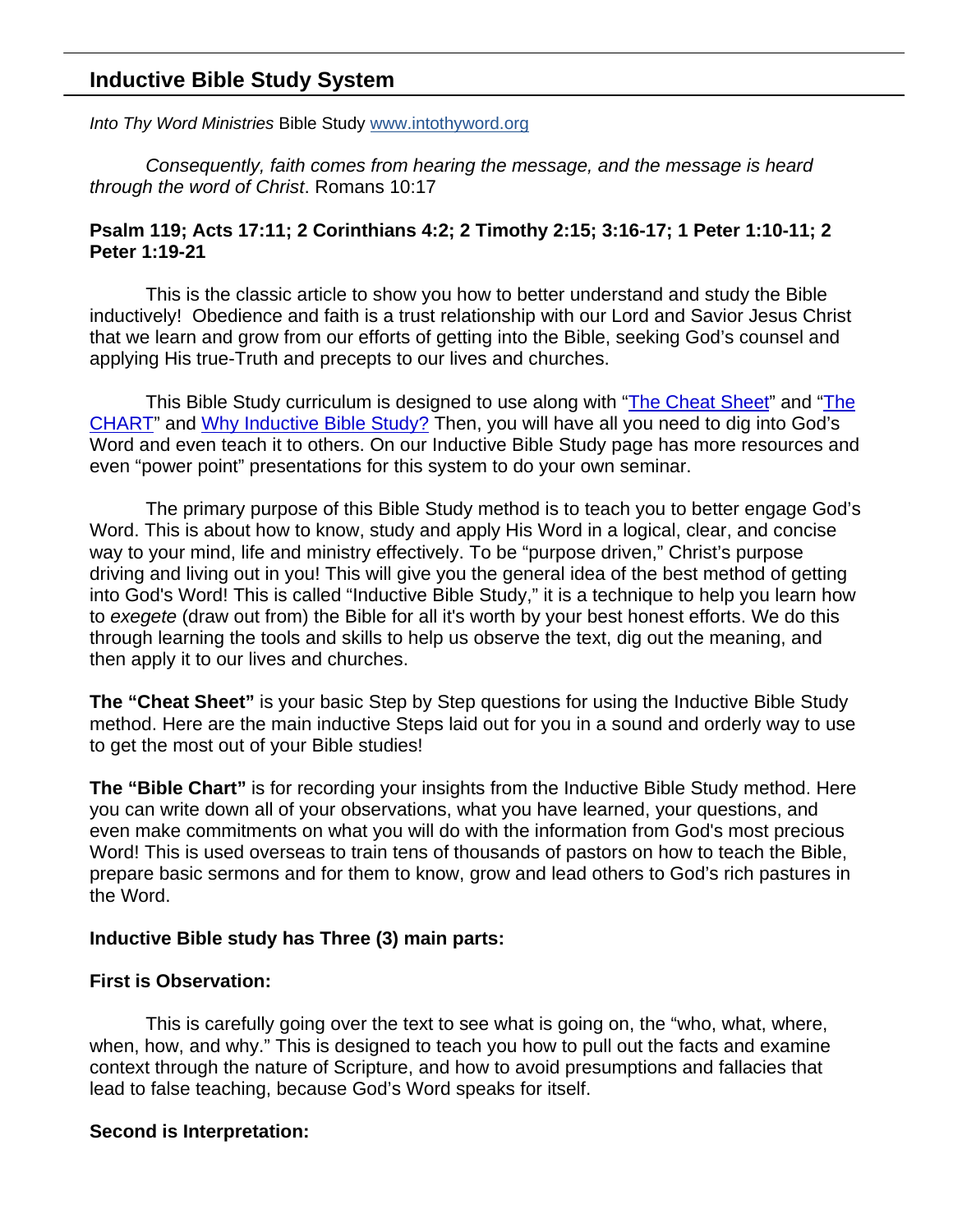## Inductive Bible Study System

*Into Thy Word Ministries* Bible Study www.intothyword.org

*Consequently, faith comes from hearing the message, and the message is heard through the word of Christ*. Romans 10:17

**Psalm 119; Acts 17:11; 2 Corinthians 4:2; 2 Timothy 2:15; 3:16-17; 1 Peter 1:10-11; 2 Peter 1:19-21**

This is the classic article to show you how to better understand and study the Bible inductively! Obedience and faith is a trust relationship with our Lord and Savior Jesus Christ that we learn and grow from our efforts of getting into the Bible, seeking God's counsel and applying His true-Truth and precepts to our lives and churches.

This Bible Study curriculum is designed to use along with "The Cheat Sheet" and "The CHART" and Why Inductive Bible Study? Then, you will have all you need to dig into God's Word and even teach it to others. On our Inductive Bible Study page has more resources and even "power point" presentations for this system to do your own seminar.

The primary purpose of this Bible Study method is to teach you to better engage God's Word. This is about how to know, study and apply His Word in a logical, clear, and concise way to your mind, life and ministry effectively. To be "purpose driven," Christ's purpose driving and living out in you! This will give you the general idea of the best method of getting into God's Word! This is called "Inductive Bible Study," it is a technique to help you learn how to *exegete* (draw out from) the Bible for all it's worth by your best honest efforts. We do this through learning the tools and skills to help us observe the text, dig out the meaning, and then apply it to our lives and churches.

**The "Cheat Sheet"** is your basic Step by Step questions for using the Inductive Bible Study method. Here are the main inductive Steps laid out for you in a sound and orderly way to use to get the most out of your Bible studies!

**The "Bible Chart"** is for recording your insights from the Inductive Bible Study method. Here you can write down all of your observations, what you have learned, your questions, and even make commitments on what you will do with the information from God's most precious Word! This is used overseas to train tens of thousands of pastors on how to teach the Bible, prepare basic sermons and for them to know, grow and lead others to God's rich pastures in the Word.

**Inductive Bible study has Three (3) main parts:**

**First is Observation:**

This is carefully going over the text to see what is going on, the "who, what, where, when, how, and why." This is designed to teach you how to pull out the facts and examine context through the nature of Scripture, and how to avoid presumptions and fallacies that lead to false teaching, because God's Word speaks for itself.

**Second is Interpretation:**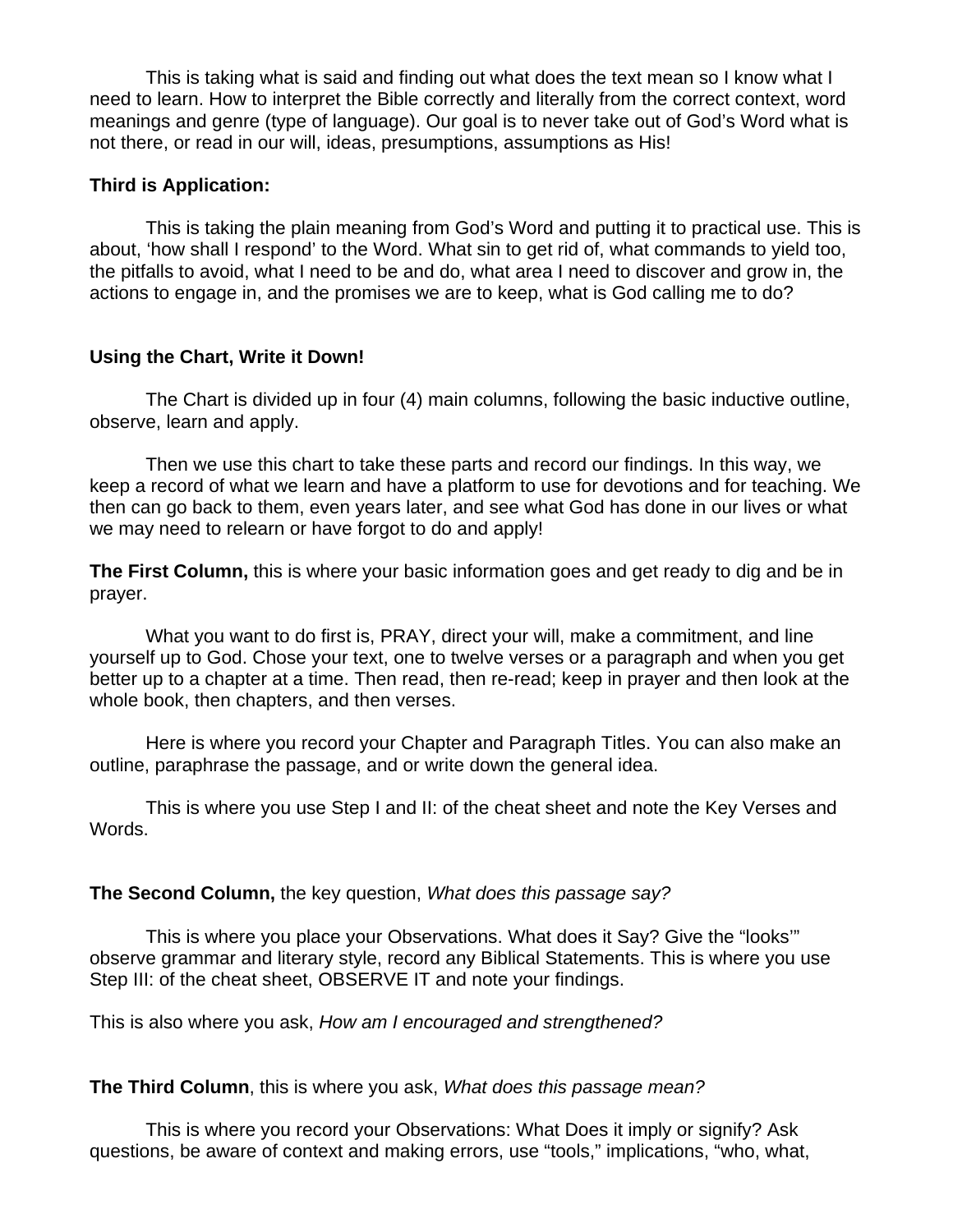This is taking what is said and finding out what does the text mean so I know what I need to learn. How to interpret the Bible correctly and literally from the correct context, word meanings and genre (type of language). Our goal is to never take out of God's Word what is not there, or read in our will, ideas, presumptions, assumptions as His!

**Third is Application:**

This is taking the plain meaning from God's Word and putting it to practical use. This is about, 'how shall I respond' to the Word. What sin to get rid of, what commands to yield too, the pitfalls to avoid, what I need to be and do, what area I need to discover and grow in, the actions to engage in, and the promises we are to keep, what is God calling me to do?

**Using the Chart, Write it Down!**

The Chart is divided up in four (4) main columns, following the basic inductive outline, observe, learn and apply.

Then we use this chart to take these parts and record our findings. In this way, we keep a record of what we learn and have a platform to use for devotions and for teaching. We then can go back to them, even years later, and see what God has done in our lives or what we may need to relearn or have forgot to do and apply!

**The First Column,** this is where your basic information goes and get ready to dig and be in prayer.

What you want to do first is, PRAY, direct your will, make a commitment, and line yourself up to God. Chose your text, one to twelve verses or a paragraph and when you get better up to a chapter at a time. Then read, then re-read; keep in prayer and then look at the whole book, then chapters, and then verses.

Here is where you record your Chapter and Paragraph Titles. You can also make an outline, paraphrase the passage, and or write down the general idea.

This is where you use Step I and II: of the cheat sheet and note the Key Verses and Words.

**The Second Column,** the key question, *What does this passage say?*

This is where you place your Observations. What does it Say? Give the "looks'" observe grammar and literary style, record any Biblical Statements. This is where you use Step III: of the cheat sheet, OBSERVE IT and note your findings.

This is also where you ask, *How am I encouraged and strengthened?*

**The Third Column**, this is where you ask, *What does this passage mean?*

This is where you record your Observations: What Does it imply or signify? Ask questions, be aware of context and making errors, use "tools," implications, "who, what,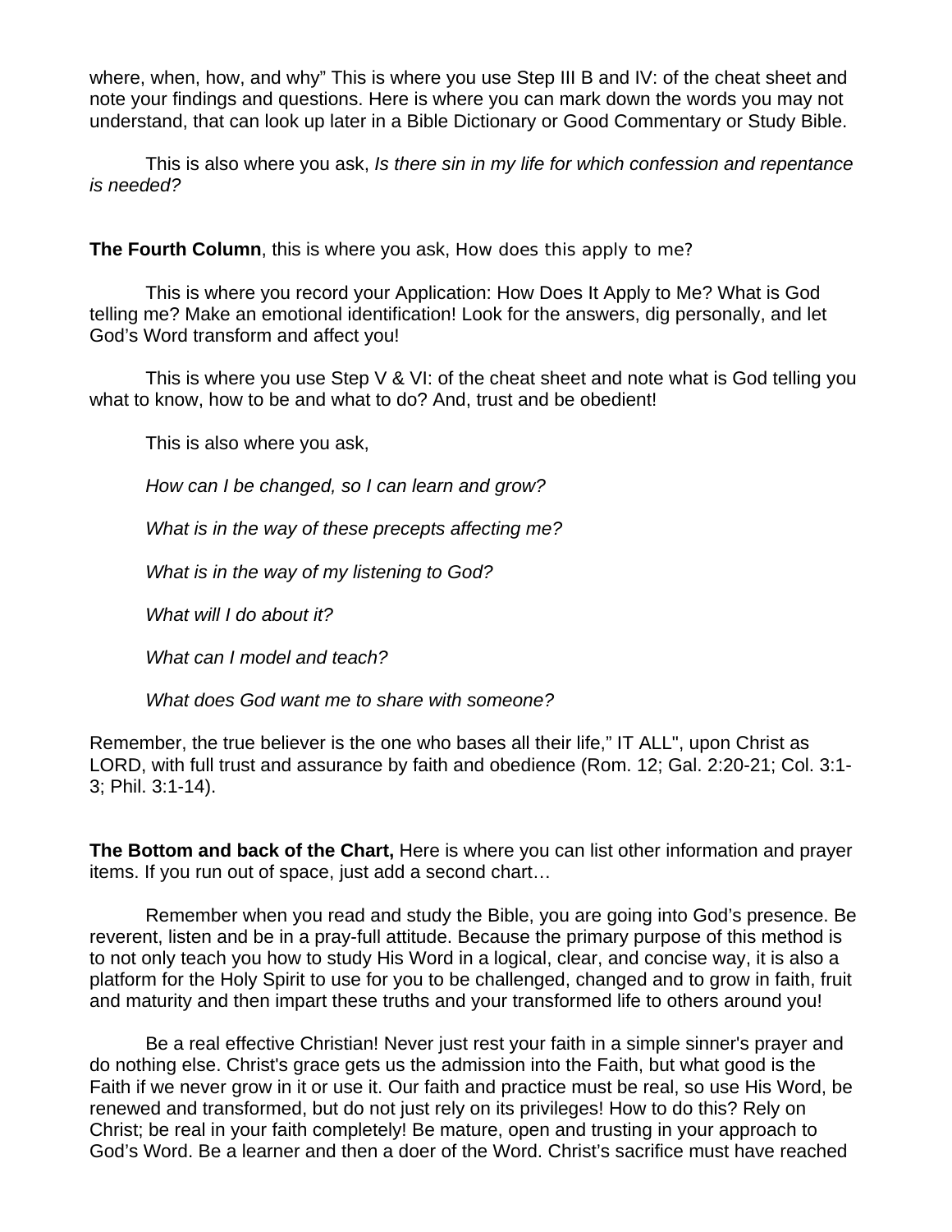where, when, how, and why" This is where you use Step III B and IV: of the cheat sheet and note your findings and questions. Here is where you can mark down the words you may not understand, that can look up later in a Bible Dictionary or Good Commentary or Study Bible.

This is also where you ask, *Is there sin in my life for which confession and repentance is needed?*

**The Fourth Column**, this is where you ask, How does this apply to me?

This is where you record your Application: How Does It Apply to Me? What is God telling me? Make an emotional identification! Look for the answers, dig personally, and let God's Word transform and affect you!

This is where you use Step V & VI: of the cheat sheet and note what is God telling you what to know, how to be and what to do? And, trust and be obedient!

This is also where you ask,

*How can I be changed, so I can learn and grow?*

*What is in the way of these precepts affecting me?*

*What is in the way of my listening to God?*

*What will I do about it?*

*What can I model and teach?*

*What does God want me to share with someone?*

Remember, the true believer is the one who bases all their life," IT ALL", upon Christ as LORD, with full trust and assurance by faith and obedience (Rom. 12; Gal. 2:20-21; Col. 3:1-3; Phil. 3:1-14).

**The Bottom and back of the Chart,** Here is where you can list other information and prayer items. If you run out of space, just add a second chart…

Remember when you read and study the Bible, you are going into God's presence. Be reverent, listen and be in a pray-full attitude. Because the primary purpose of this method is to not only teach you how to study His Word in a logical, clear, and concise way, it is also a platform for the Holy Spirit to use for you to be challenged, changed and to grow in faith, fruit and maturity and then impart these truths and your transformed life to others around you!

Be a real effective Christian! Never just rest your faith in a simple sinner's prayer and do nothing else. Christ's grace gets us the admission into the Faith, but what good is the Faith if we never grow in it or use it. Our faith and practice must be real, so use His Word, be renewed and transformed, but do not just rely on its privileges! How to do this? Rely on Christ; be real in your faith completely! Be mature, open and trusting in your approach to God's Word. Be a learner and then a doer of the Word. Christ's sacrifice must have reached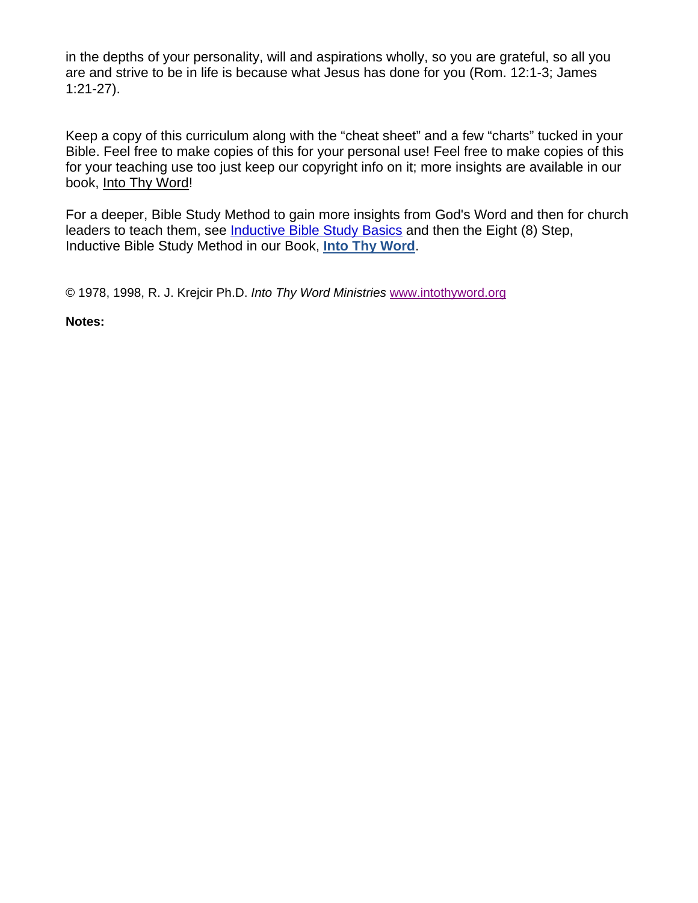in the depths of your personality, will and aspirations wholly, so you are grateful, so all you are and strive to be in life is because what Jesus has done for you (Rom. 12:1-3; James 1:21-27).

Keep a copy of this curriculum along with the "cheat sheet" and a few "charts" tucked in your Bible. Feel free to make copies of this for your personal use! Feel free to make copies of this for your teaching use too just keep our copyright info on it; more insights are available in our book, Into Thy Word!

For a deeper, Bible Study Method to gain more insights from God's Word and then for church leaders to teach them, see Inductive Bible Study Basics and then the Eight (8) Step, Inductive Bible Study Method in our Book, **Into Thy Word**.

© 1978, 1998, R. J. Krejcir Ph.D. *Into Thy Word Ministries* www.intothyword.org

**Notes:**